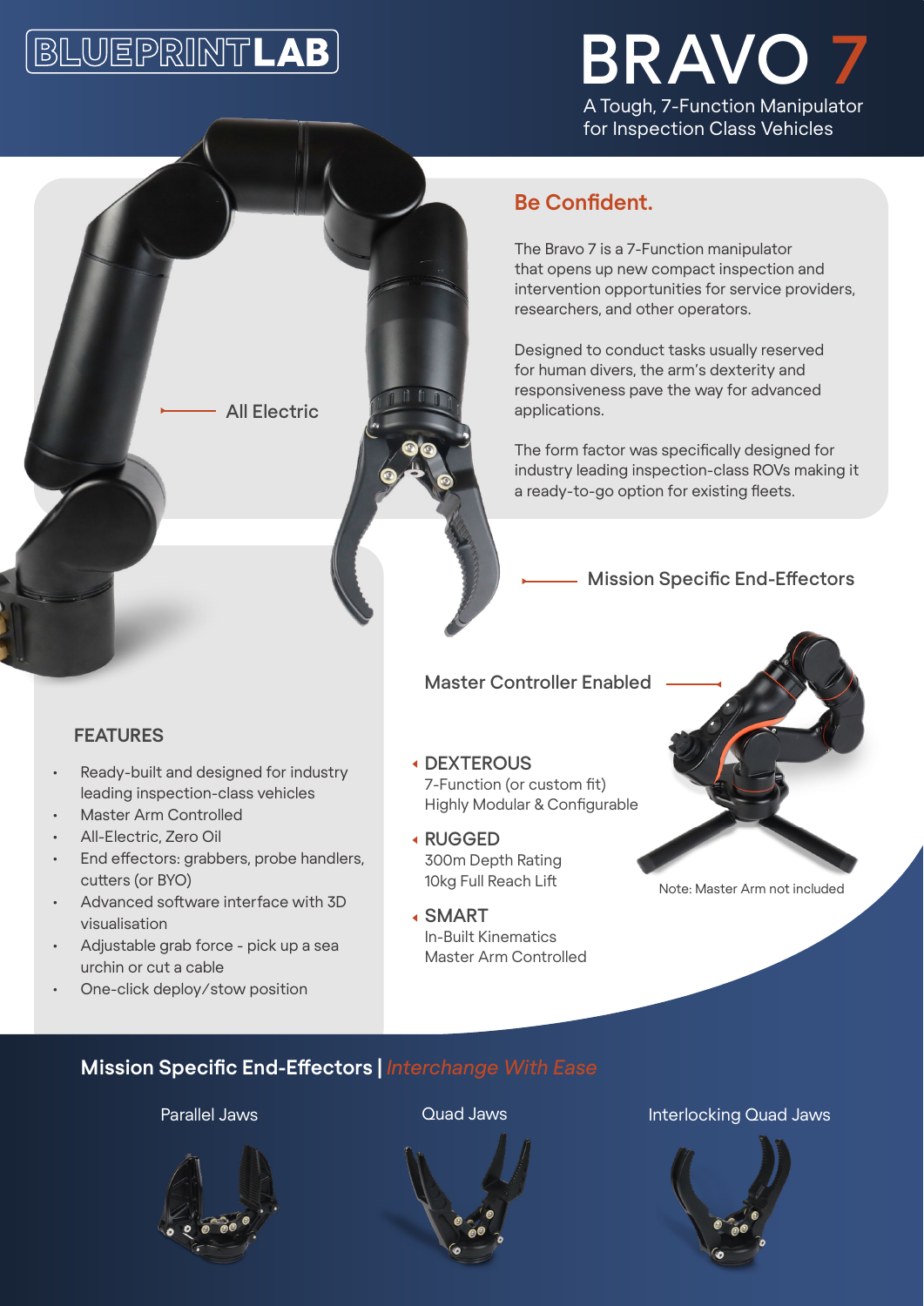BLUEPRINTLAB

# BRAVO 7

A Tough, 7-Function Manipulator for Inspection Class Vehicles

## Be Confident.

The Bravo 7 is a 7-Function manipulator that opens up new compact inspection and intervention opportunities for service providers, researchers, and other operators.

Designed to conduct tasks usually reserved for human divers, the arm's dexterity and responsiveness pave the way for advanced applications.

The form factor was specifically designed for industry leading inspection-class ROVs making it a ready-to-go option for existing fleets.

All Electric

Mission Specific End-Effectors

Master Controller Enabled

### FEATURES

- Ready-built and designed for industry leading inspection-class vehicles
- Master Arm Controlled
- All-Electric, Zero Oil
- End effectors: grabbers, probe handlers, cutters (or BYO)
- Advanced software interface with 3D visualisation
- Adjustable grab force - pick up a sea urchin or cut a cable
- One-click deploy/stow position

**DEXTEROUS**
7-Function (or custom fit)
Highly Modular & Configurable

**RUGGED**
300m Depth Rating
10kg Full Reach Lift

**SMART**
In-Built Kinematics
Master Arm Controlled

Note: Master Arm not included

## Mission Specific End-Effectors | *Interchange With Ease*

Parallel Jaws

Quad Jaws

Interlocking Quad Jaws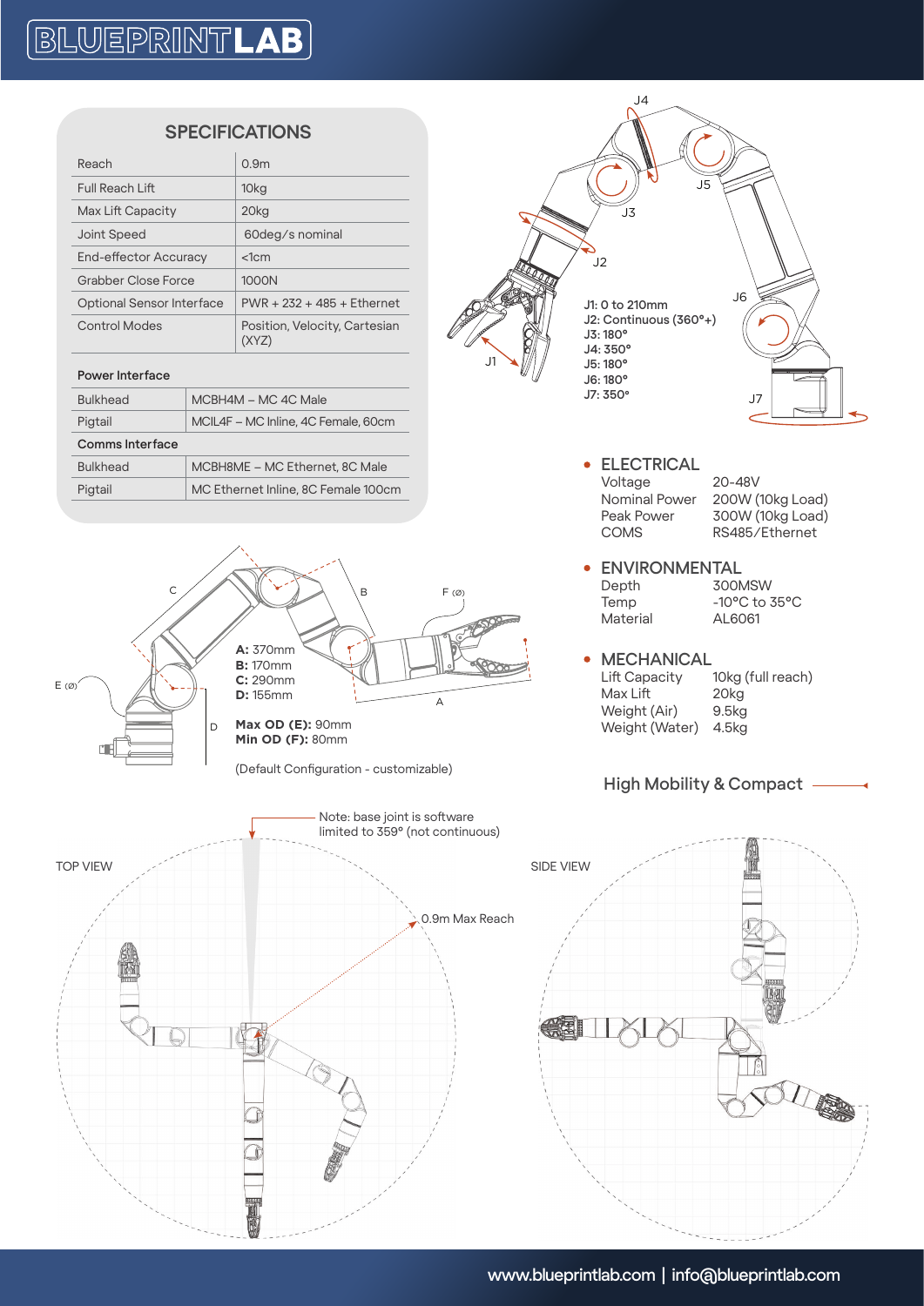BLUEPRINTLAB

## SPECIFICATIONS

| | |
|---|---|
| Reach | 0.9m |
| Full Reach Lift | 10kg |
| Max Lift Capacity | 20kg |
| Joint Speed | 60deg/s nominal |
| End-effector Accuracy | <1cm |
| Grabber Close Force | 1000N |
| Optional Sensor Interface | PWR + 232 + 485 + Ethernet |
| Control Modes | Position, Velocity, Cartesian (XYZ) |

**Power Interface**

| | |
|---|---|
| Bulkhead | MCBH4M – MC 4C Male |
| Pigtail | MCIL4F – MC Inline, 4C Female, 60cm |

**Comms Interface**

| | |
|---|---|
| Bulkhead | MCBH8ME – MC Ethernet, 8C Male |
| Pigtail | MC Ethernet Inline, 8C Female 100cm |

J4
J5
J3
J2
J6
J1
J7

**J1:** 0 to 210mm
**J2:** Continuous (360°+)
**J3:** 180°
**J4:** 350°
**J5:** 180°
**J6:** 180°
**J7:** 350°

### ELECTRICAL

| | |
|---|---|
| Voltage | 20-48V |
| Nominal Power | 200W (10kg Load) |
| Peak Power | 300W (10kg Load) |
| COMS | RS485/Ethernet |

### ENVIRONMENTAL

| | |
|---|---|
| Depth | 300MSW |
| Temp | -10°C to 35°C |
| Material | AL6061 |

### MECHANICAL

| | |
|---|---|
| Lift Capacity | 10kg (full reach) |
| Max Lift | 20kg |
| Weight (Air) | 9.5kg |
| Weight (Water) | 4.5kg |

C
B
F (Ø)
E (Ø)
D
A

**A:** 370mm
**B:** 170mm
**C:** 290mm
**D:** 155mm

**Max OD (E):** 90mm
**Min OD (F):** 80mm

(Default Configuration - customizable)

High Mobility & Compact

Note: base joint is software limited to 359° (not continuous)

TOP VIEW

0.9m Max Reach

SIDE VIEW

www.blueprintlab.com | info@blueprintlab.com